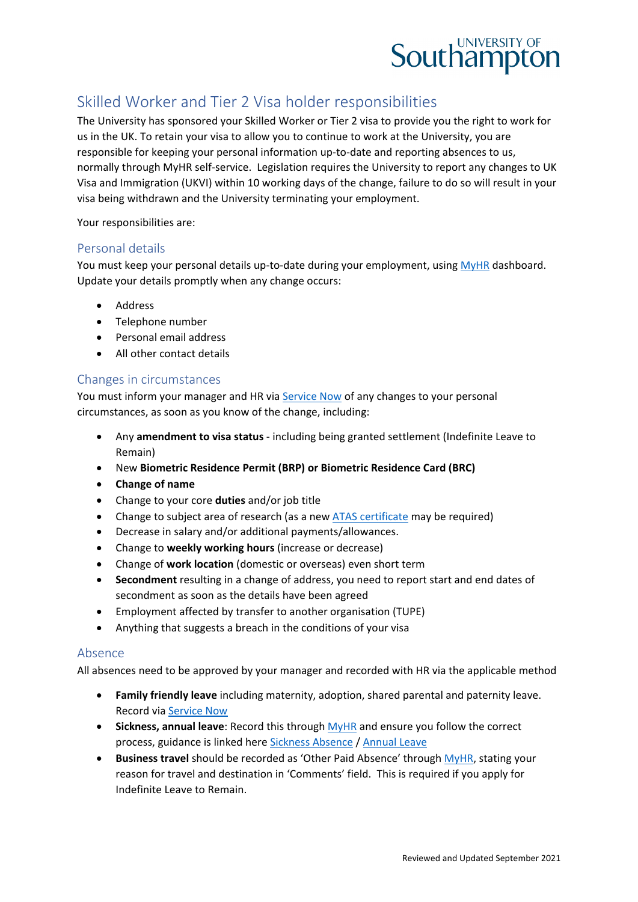# Skilled Worker and Tier 2 Visa holder responsibilities

The University has sponsored your Skilled Worker or Tier 2 visa to provide you the right to work for us in the UK. To retain your visa to allow you to continue to work at the University, you are responsible for keeping your personal information up-to-date and reporting absences to us, normally through MyHR self-service. Legislation requires the University to report any changes to UK Visa and Immigration (UKVI) within 10 working days of the change, failure to do so will result in your visa being withdrawn and the University terminating your employment.

Your responsibilities are:

## Personal details

You must keep your personal details up-to-date during your employment, using MyHR dashboard. Update your details promptly when any change occurs:

- Address
- Telephone number
- Personal email address
- All other contact details

## Changes in circumstances

You must inform your manager and HR via Service Now of any changes to your personal circumstances, as soon as you know of the change, including:

- Any **amendment to visa status** - including being granted settlement (Indefinite Leave to Remain)
- New **Biometric Residence Permit (BRP) or Biometric Residence Card (BRC)**
- **Change of name**
- Change to your core **duties** and/or job title
- Change to subject area of research (as a new ATAS certificate may be required)
- Decrease in salary and/or additional payments/allowances.
- Change to **weekly working hours** (increase or decrease)
- Change of **work location** (domestic or overseas) even short term
- **Secondment** resulting in a change of address, you need to report start and end dates of secondment as soon as the details have been agreed
- Employment affected by transfer to another organisation (TUPE)
- Anything that suggests a breach in the conditions of your visa

## Absence

All absences need to be approved by your manager and recorded with HR via the applicable method

- **Family friendly leave** including maternity, adoption, shared parental and paternity leave. Record via Service Now
- **Sickness, annual leave**: Record this through MyHR and ensure you follow the correct process, guidance is linked here Sickness Absence / Annual Leave
- **Business travel** should be recorded as 'Other Paid Absence' through MyHR, stating your reason for travel and destination in 'Comments' field. This is required if you apply for Indefinite Leave to Remain.

Reviewed and Updated September 2021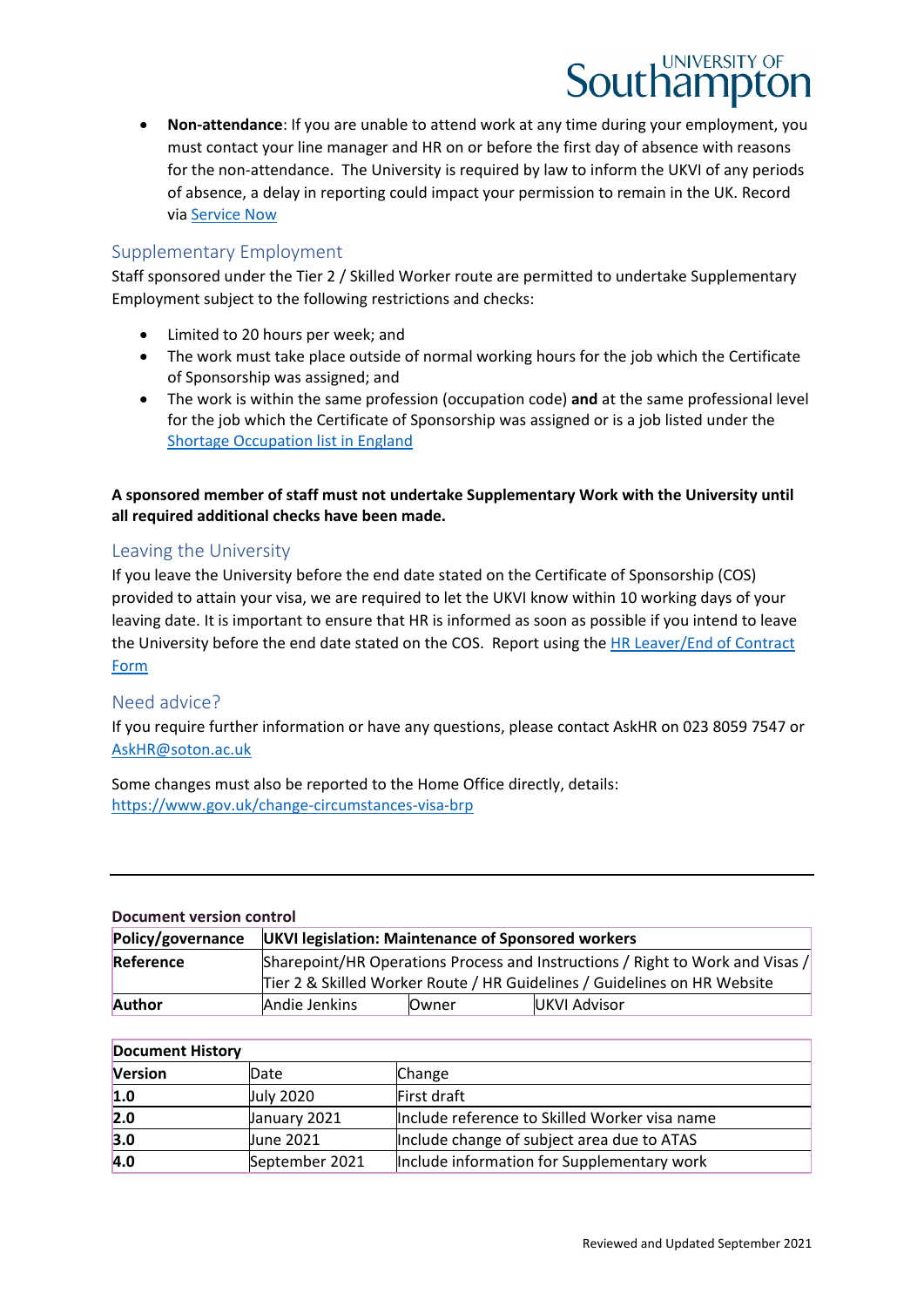- **Non-attendance**: If you are unable to attend work at any time during your employment, you must contact your line manager and HR on or before the first day of absence with reasons for the non-attendance. The University is required by law to inform the UKVI of any periods of absence, a delay in reporting could impact your permission to remain in the UK. Record via Service Now

## Supplementary Employment

Staff sponsored under the Tier 2 / Skilled Worker route are permitted to undertake Supplementary Employment subject to the following restrictions and checks:

- Limited to 20 hours per week; and
- The work must take place outside of normal working hours for the job which the Certificate of Sponsorship was assigned; and
- The work is within the same profession (occupation code) **and** at the same professional level for the job which the Certificate of Sponsorship was assigned or is a job listed under the Shortage Occupation list in England

**A sponsored member of staff must not undertake Supplementary Work with the University until all required additional checks have been made.**

## Leaving the University

If you leave the University before the end date stated on the Certificate of Sponsorship (COS) provided to attain your visa, we are required to let the UKVI know within 10 working days of your leaving date. It is important to ensure that HR is informed as soon as possible if you intend to leave the University before the end date stated on the COS. Report using the HR Leaver/End of Contract Form

## Need advice?

If you require further information or have any questions, please contact AskHR on 023 8059 7547 or AskHR@soton.ac.uk

Some changes must also be reported to the Home Office directly, details: https://www.gov.uk/change-circumstances-visa-brp

---

**Document version control**

| | | | |
|---|---|---|---|
| **Policy/governance** | **UKVI legislation: Maintenance of Sponsored workers** | | |
| **Reference** | Sharepoint/HR Operations Process and Instructions / Right to Work and Visas / Tier 2 & Skilled Worker Route / HR Guidelines / Guidelines on HR Website | | |
| **Author** | Andie Jenkins | Owner | UKVI Advisor |

| **Document History** | | |
|---|---|---|
| **Version** | Date | Change |
| **1.0** | July 2020 | First draft |
| **2.0** | January 2021 | Include reference to Skilled Worker visa name |
| **3.0** | June 2021 | Include change of subject area due to ATAS |
| **4.0** | September 2021 | Include information for Supplementary work |

Reviewed and Updated September 2021